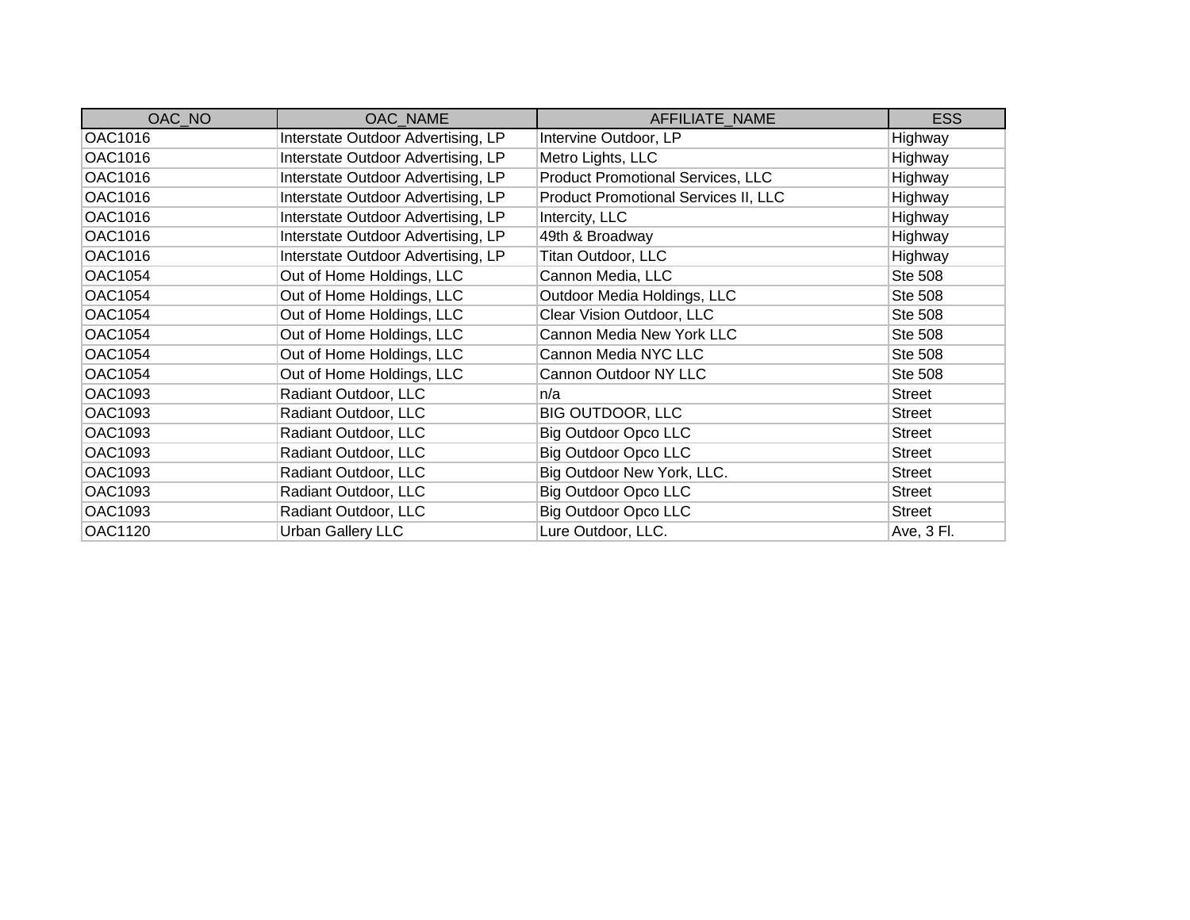| OAC_NO | OAC_NAME | AFFILIATE_NAME | ESS |
|---|---|---|---|
| OAC1016 | Interstate Outdoor Advertising, LP | Intervine Outdoor, LP | Highway |
| OAC1016 | Interstate Outdoor Advertising, LP | Metro Lights, LLC | Highway |
| OAC1016 | Interstate Outdoor Advertising, LP | Product Promotional Services, LLC | Highway |
| OAC1016 | Interstate Outdoor Advertising, LP | Product Promotional Services II, LLC | Highway |
| OAC1016 | Interstate Outdoor Advertising, LP | Intercity, LLC | Highway |
| OAC1016 | Interstate Outdoor Advertising, LP | 49th & Broadway | Highway |
| OAC1016 | Interstate Outdoor Advertising, LP | Titan Outdoor, LLC | Highway |
| OAC1054 | Out of Home Holdings, LLC | Cannon Media, LLC | Ste 508 |
| OAC1054 | Out of Home Holdings, LLC | Outdoor Media Holdings, LLC | Ste 508 |
| OAC1054 | Out of Home Holdings, LLC | Clear Vision Outdoor, LLC | Ste 508 |
| OAC1054 | Out of Home Holdings, LLC | Cannon Media New York LLC | Ste 508 |
| OAC1054 | Out of Home Holdings, LLC | Cannon Media NYC LLC | Ste 508 |
| OAC1054 | Out of Home Holdings, LLC | Cannon Outdoor NY LLC | Ste 508 |
| OAC1093 | Radiant Outdoor, LLC | n/a | Street |
| OAC1093 | Radiant Outdoor, LLC | BIG OUTDOOR, LLC | Street |
| OAC1093 | Radiant Outdoor, LLC | Big Outdoor Opco LLC | Street |
| OAC1093 | Radiant Outdoor, LLC | Big Outdoor Opco LLC | Street |
| OAC1093 | Radiant Outdoor, LLC | Big Outdoor New York, LLC. | Street |
| OAC1093 | Radiant Outdoor, LLC | Big Outdoor Opco LLC | Street |
| OAC1093 | Radiant Outdoor, LLC | Big Outdoor Opco LLC | Street |
| OAC1120 | Urban Gallery LLC | Lure Outdoor, LLC. | Ave, 3 Fl. |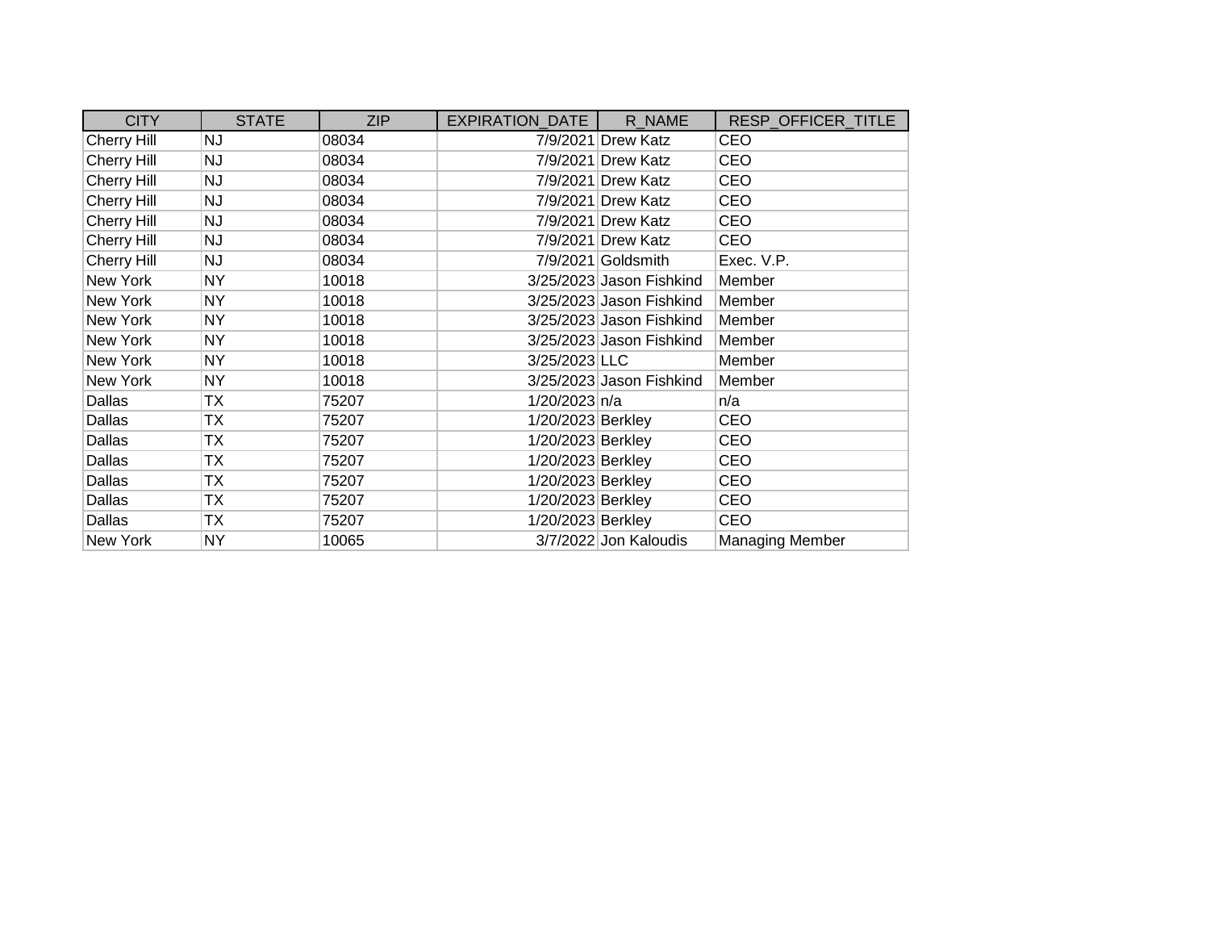| CITY | STATE | ZIP | EXPIRATION_DATE | R_NAME | RESP_OFFICER_TITLE |
| --- | --- | --- | --- | --- | --- |
| Cherry Hill | NJ | 08034 | 7/9/2021 | Drew Katz | CEO |
| Cherry Hill | NJ | 08034 | 7/9/2021 | Drew Katz | CEO |
| Cherry Hill | NJ | 08034 | 7/9/2021 | Drew Katz | CEO |
| Cherry Hill | NJ | 08034 | 7/9/2021 | Drew Katz | CEO |
| Cherry Hill | NJ | 08034 | 7/9/2021 | Drew Katz | CEO |
| Cherry Hill | NJ | 08034 | 7/9/2021 | Drew Katz | CEO |
| Cherry Hill | NJ | 08034 | 7/9/2021 | Goldsmith | Exec. V.P. |
| New York | NY | 10018 | 3/25/2023 | Jason Fishkind | Member |
| New York | NY | 10018 | 3/25/2023 | Jason Fishkind | Member |
| New York | NY | 10018 | 3/25/2023 | Jason Fishkind | Member |
| New York | NY | 10018 | 3/25/2023 | Jason Fishkind | Member |
| New York | NY | 10018 | 3/25/2023 | LLC | Member |
| New York | NY | 10018 | 3/25/2023 | Jason Fishkind | Member |
| Dallas | TX | 75207 | 1/20/2023 | n/a | n/a |
| Dallas | TX | 75207 | 1/20/2023 | Berkley | CEO |
| Dallas | TX | 75207 | 1/20/2023 | Berkley | CEO |
| Dallas | TX | 75207 | 1/20/2023 | Berkley | CEO |
| Dallas | TX | 75207 | 1/20/2023 | Berkley | CEO |
| Dallas | TX | 75207 | 1/20/2023 | Berkley | CEO |
| Dallas | TX | 75207 | 1/20/2023 | Berkley | CEO |
| New York | NY | 10065 | 3/7/2022 | Jon Kaloudis | Managing Member |